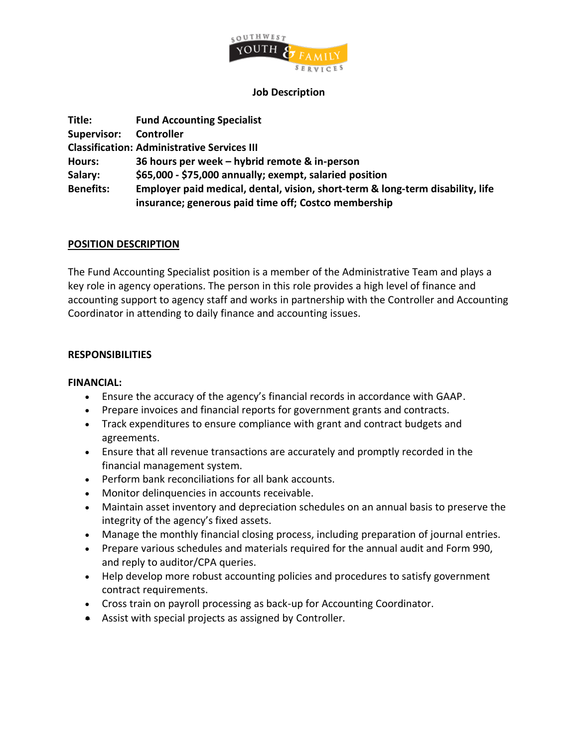# Job Description

**Title:** Fund Accounting Specialist
**Supervisor:** Controller
**Classification:** Administrative Services III
**Hours:** 36 hours per week – hybrid remote & in-person
**Salary:** $65,000 - $75,000 annually; exempt, salaried position
**Benefits:** Employer paid medical, dental, vision, short-term & long-term disability, life insurance; generous paid time off; Costco membership

## POSITION DESCRIPTION

The Fund Accounting Specialist position is a member of the Administrative Team and plays a key role in agency operations. The person in this role provides a high level of finance and accounting support to agency staff and works in partnership with the Controller and Accounting Coordinator in attending to daily finance and accounting issues.

## RESPONSIBILITIES

### FINANCIAL:

- Ensure the accuracy of the agency's financial records in accordance with GAAP.
- Prepare invoices and financial reports for government grants and contracts.
- Track expenditures to ensure compliance with grant and contract budgets and agreements.
- Ensure that all revenue transactions are accurately and promptly recorded in the financial management system.
- Perform bank reconciliations for all bank accounts.
- Monitor delinquencies in accounts receivable.
- Maintain asset inventory and depreciation schedules on an annual basis to preserve the integrity of the agency's fixed assets.
- Manage the monthly financial closing process, including preparation of journal entries.
- Prepare various schedules and materials required for the annual audit and Form 990, and reply to auditor/CPA queries.
- Help develop more robust accounting policies and procedures to satisfy government contract requirements.
- Cross train on payroll processing as back-up for Accounting Coordinator.
- Assist with special projects as assigned by Controller.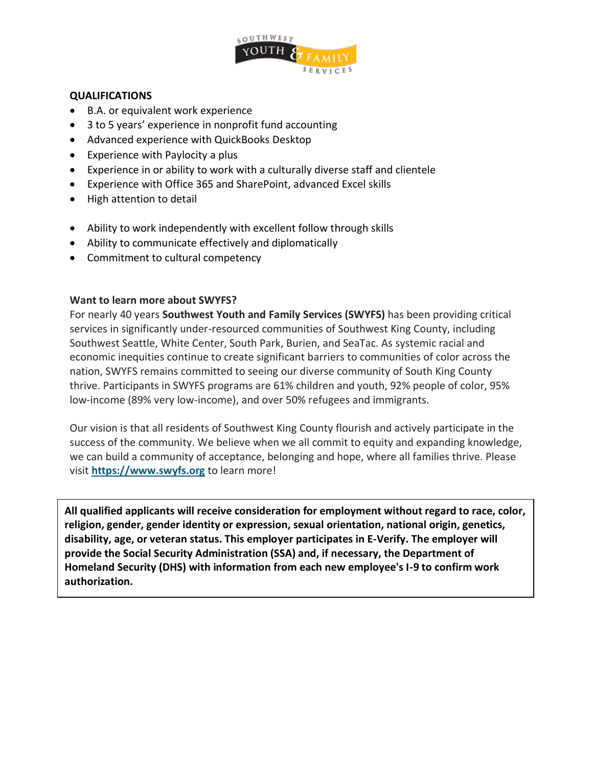## QUALIFICATIONS

- B.A. or equivalent work experience
- 3 to 5 years' experience in nonprofit fund accounting
- Advanced experience with QuickBooks Desktop
- Experience with Paylocity a plus
- Experience in or ability to work with a culturally diverse staff and clientele
- Experience with Office 365 and SharePoint, advanced Excel skills
- High attention to detail
- Ability to work independently with excellent follow through skills
- Ability to communicate effectively and diplomatically
- Commitment to cultural competency

**Want to learn more about SWYFS?**

For nearly 40 years **Southwest Youth and Family Services (SWYFS)** has been providing critical services in significantly under-resourced communities of Southwest King County, including Southwest Seattle, White Center, South Park, Burien, and SeaTac. As systemic racial and economic inequities continue to create significant barriers to communities of color across the nation, SWYFS remains committed to seeing our diverse community of South King County thrive. Participants in SWYFS programs are 61% children and youth, 92% people of color, 95% low-income (89% very low-income), and over 50% refugees and immigrants.

Our vision is that all residents of Southwest King County flourish and actively participate in the success of the community. We believe when we all commit to equity and expanding knowledge, we can build a community of acceptance, belonging and hope, where all families thrive. Please visit **[https://www.swyfs.org](https://www.swyfs.org)** to learn more!

**All qualified applicants will receive consideration for employment without regard to race, color, religion, gender, gender identity or expression, sexual orientation, national origin, genetics, disability, age, or veteran status. This employer participates in E-Verify. The employer will provide the Social Security Administration (SSA) and, if necessary, the Department of Homeland Security (DHS) with information from each new employee's I-9 to confirm work authorization.**